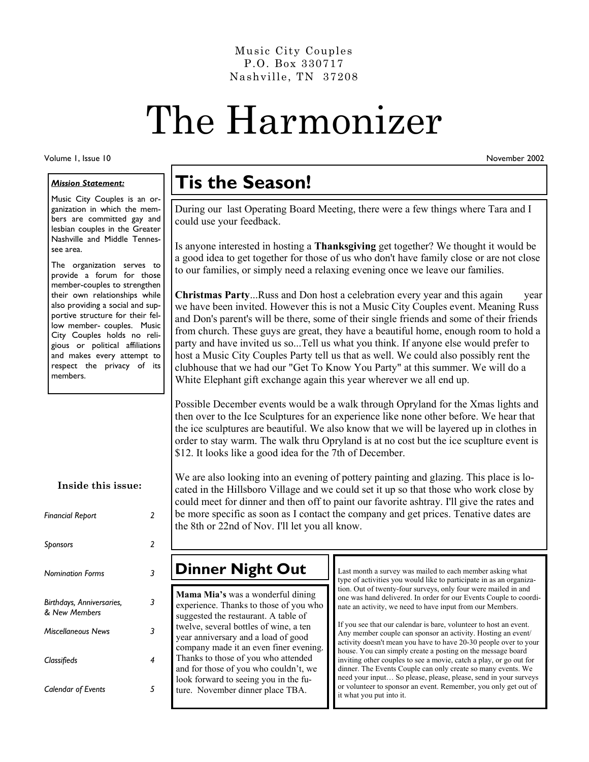Music City Couples
P.O. Box 330717
Nashville, TN 37208

# The Harmonizer

Volume 1, Issue 10 — November 2002

***Mission Statement:***

Music City Couples is an organization in which the members are committed gay and lesbian couples in the Greater Nashville and Middle Tennessee area.

The organization serves to provide a forum for those member-couples to strengthen their own relationships while also providing a social and supportive structure for their fellow member- couples. Music City Couples holds no religious or political affiliations and makes every attempt to respect the privacy of its members.

**Inside this issue:**

| | |
|---|---|
| *Financial Report* | 2 |
| *Sponsors* | 2 |
| *Nomination Forms* | 3 |
| *Birthdays, Anniversaries, & New Members* | 3 |
| *Miscellaneous News* | 3 |
| *Classifieds* | 4 |
| *Calendar of Events* | 5 |

## Tis the Season!

During our last Operating Board Meeting, there were a few things where Tara and I could use your feedback.

Is anyone interested in hosting a **Thanksgiving** get together? We thought it would be a good idea to get together for those of us who don't have family close or are not close to our families, or simply need a relaxing evening once we leave our families.

**Christmas Party**...Russ and Don host a celebration every year and this again year we have been invited. However this is not a Music City Couples event. Meaning Russ and Don's parent's will be there, some of their single friends and some of their friends from church. These guys are great, they have a beautiful home, enough room to hold a party and have invited us so...Tell us what you think. If anyone else would prefer to host a Music City Couples Party tell us that as well. We could also possibly rent the clubhouse that we had our "Get To Know You Party" at this summer. We will do a White Elephant gift exchange again this year wherever we all end up.

Possible December events would be a walk through Opryland for the Xmas lights and then over to the Ice Sculptures for an experience like none other before. We hear that the ice sculptures are beautiful. We also know that we will be layered up in clothes in order to stay warm. The walk thru Opryland is at no cost but the ice scuplture event is $12. It looks like a good idea for the 7th of December.

We are also looking into an evening of pottery painting and glazing. This place is located in the Hillsboro Village and we could set it up so that those who work close by could meet for dinner and then off to paint our favorite ashtray. I'll give the rates and be more specific as soon as I contact the company and get prices. Tenative dates are the 8th or 22nd of Nov. I'll let you all know.

## Dinner Night Out

**Mama Mia's** was a wonderful dining experience. Thanks to those of you who suggested the restaurant. A table of twelve, several bottles of wine, a ten year anniversary and a load of good company made it an even finer evening. Thanks to those of you who attended and for those of you who couldn't, we look forward to seeing you in the future. November dinner place TBA.

Last month a survey was mailed to each member asking what type of activities you would like to participate in as an organization. Out of twenty-four surveys, only four were mailed in and one was hand delivered. In order for our Events Couple to coordinate an activity, we need to have input from our Members.

If you see that our calendar is bare, volunteer to host an event. Any member couple can sponsor an activity. Hosting an event/activity doesn't mean you have to have 20-30 people over to your house. You can simply create a posting on the message board inviting other couples to see a movie, catch a play, or go out for dinner. The Events Couple can only create so many events. We need your input… So please, please, please, send in your surveys or volunteer to sponsor an event. Remember, you only get out of it what you put into it.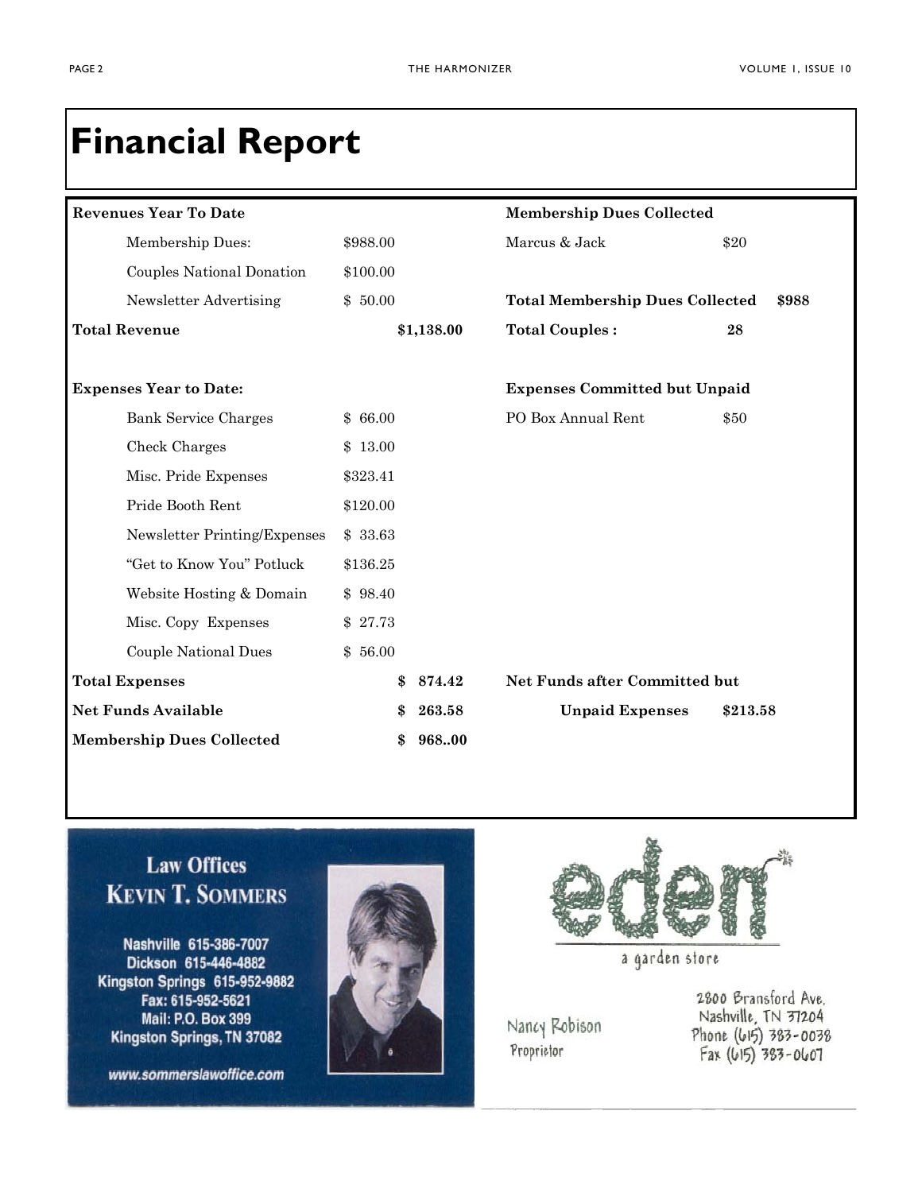# Financial Report

| **Revenues Year To Date** | | | **Membership Dues Collected** | |
|---|---|---|---|---|
| Membership Dues: | $988.00 | | Marcus & Jack | $20 |
| Couples National Donation | $100.00 | | | |
| Newsletter Advertising | $ 50.00 | | **Total Membership Dues Collected** | **$988** |
| **Total Revenue** | | **$1,138.00** | **Total Couples :** | **28** |
| | | | | |
| **Expenses Year to Date:** | | | **Expenses Committed but Unpaid** | |
| Bank Service Charges | $ 66.00 | | PO Box Annual Rent | $50 |
| Check Charges | $ 13.00 | | | |
| Misc. Pride Expenses | $323.41 | | | |
| Pride Booth Rent | $120.00 | | | |
| Newsletter Printing/Expenses | $ 33.63 | | | |
| "Get to Know You" Potluck | $136.25 | | | |
| Website Hosting & Domain | $ 98.40 | | | |
| Misc. Copy Expenses | $ 27.73 | | | |
| Couple National Dues | $ 56.00 | | | |
| **Total Expenses** | | **$ 874.42** | **Net Funds after Committed but** | |
| **Net Funds Available** | | **$ 263.58** | **Unpaid Expenses** | **$213.58** |
| **Membership Dues Collected** | | **$ 968..00** | | |

**Law Offices**
**KEVIN T. SOMMERS**

Nashville 615-386-7007
Dickson 615-446-4882
Kingston Springs 615-952-9882
Fax: 615-952-5621
Mail: P.O. Box 399
Kingston Springs, TN 37082

www.sommerslawoffice.com

**eden**
a garden store

Nancy Robison
Proprietor

2800 Bransford Ave.
Nashville, TN 37204
Phone (615) 383-0038
Fax (615) 383-0607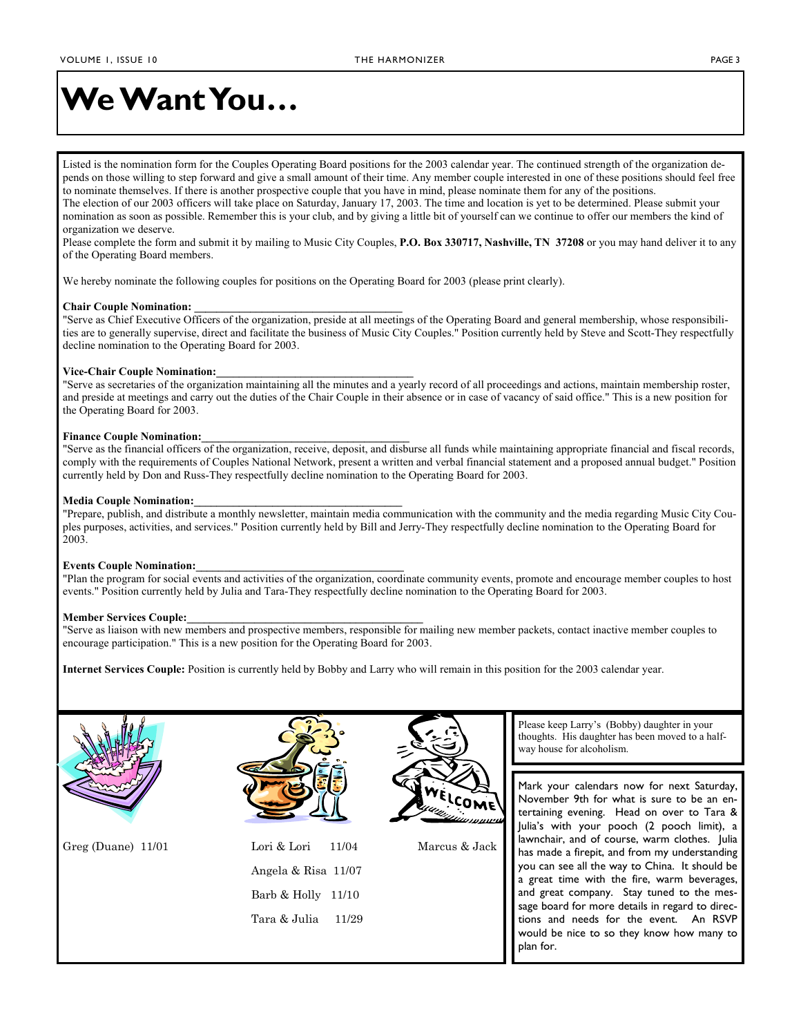# We Want You…

Listed is the nomination form for the Couples Operating Board positions for the 2003 calendar year. The continued strength of the organization depends on those willing to step forward and give a small amount of their time. Any member couple interested in one of these positions should feel free to nominate themselves. If there is another prospective couple that you have in mind, please nominate them for any of the positions.

The election of our 2003 officers will take place on Saturday, January 17, 2003. The time and location is yet to be determined. Please submit your nomination as soon as possible. Remember this is your club, and by giving a little bit of yourself can we continue to offer our members the kind of organization we deserve.

Please complete the form and submit it by mailing to Music City Couples, **P.O. Box 330717, Nashville, TN 37208** or you may hand deliver it to any of the Operating Board members.

We hereby nominate the following couples for positions on the Operating Board for 2003 (please print clearly).

**Chair Couple Nomination:** ____________________________________

"Serve as Chief Executive Officers of the organization, preside at all meetings of the Operating Board and general membership, whose responsibilities are to generally supervise, direct and facilitate the business of Music City Couples." Position currently held by Steve and Scott-They respectfully decline nomination to the Operating Board for 2003.

**Vice-Chair Couple Nomination:** ____________________________________

"Serve as secretaries of the organization maintaining all the minutes and a yearly record of all proceedings and actions, maintain membership roster, and preside at meetings and carry out the duties of the Chair Couple in their absence or in case of vacancy of said office." This is a new position for the Operating Board for 2003.

**Finance Couple Nomination:** ____________________________________

"Serve as the financial officers of the organization, receive, deposit, and disburse all funds while maintaining appropriate financial and fiscal records, comply with the requirements of Couples National Network, present a written and verbal financial statement and a proposed annual budget." Position currently held by Don and Russ-They respectfully decline nomination to the Operating Board for 2003.

**Media Couple Nomination:** ____________________________________

"Prepare, publish, and distribute a monthly newsletter, maintain media communication with the community and the media regarding Music City Couples purposes, activities, and services." Position currently held by Bill and Jerry-They respectfully decline nomination to the Operating Board for 2003.

**Events Couple Nomination:** ____________________________________

"Plan the program for social events and activities of the organization, coordinate community events, promote and encourage member couples to host events." Position currently held by Julia and Tara-They respectfully decline nomination to the Operating Board for 2003.

**Member Services Couple:** ____________________________________

"Serve as liaison with new members and prospective members, responsible for mailing new member packets, contact inactive member couples to encourage participation." This is a new position for the Operating Board for 2003.

**Internet Services Couple:** Position is currently held by Bobby and Larry who will remain in this position for the 2003 calendar year.

Greg (Duane) 11/01

Lori & Lori 11/04

Angela & Risa 11/07

Barb & Holly 11/10

Tara & Julia 11/29

Marcus & Jack

Please keep Larry's (Bobby) daughter in your thoughts. His daughter has been moved to a half-way house for alcoholism.

Mark your calendars now for next Saturday, November 9th for what is sure to be an entertaining evening. Head on over to Tara & Julia's with your pooch (2 pooch limit), a lawnchair, and of course, warm clothes. Julia has made a firepit, and from my understanding you can see all the way to China. It should be a great time with the fire, warm beverages, and great company. Stay tuned to the message board for more details in regard to directions and needs for the event. An RSVP would be nice to so they know how many to plan for.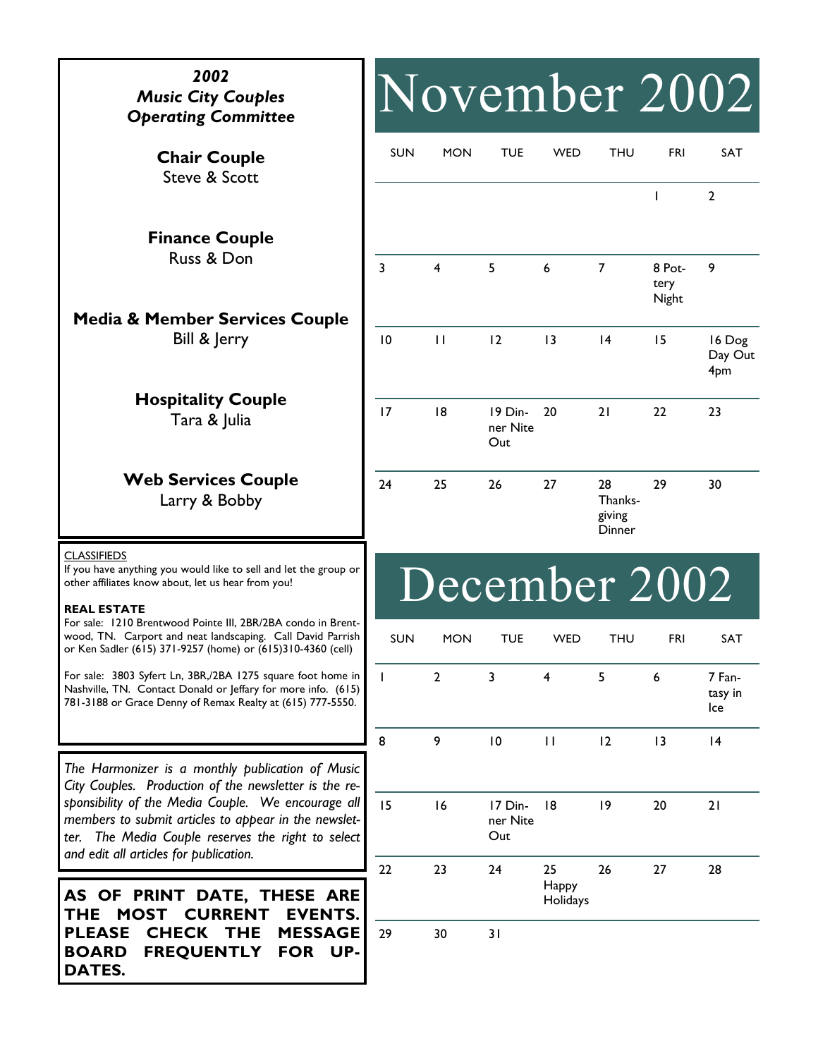***2002 Music City Couples Operating Committee***

**Chair Couple**
Steve & Scott

**Finance Couple**
Russ & Don

**Media & Member Services Couple**
Bill & Jerry

**Hospitality Couple**
Tara & Julia

**Web Services Couple**
Larry & Bobby

CLASSIFIEDS
If you have anything you would like to sell and let the group or other affiliates know about, let us hear from you!

**REAL ESTATE**
For sale: 1210 Brentwood Pointe III, 2BR/2BA condo in Brentwood, TN. Carport and neat landscaping. Call David Parrish or Ken Sadler (615) 371-9257 (home) or (615)310-4360 (cell)

For sale: 3803 Syfert Ln, 3BR,/2BA 1275 square foot home in Nashville, TN. Contact Donald or Jeffary for more info. (615) 781-3188 or Grace Denny of Remax Realty at (615) 777-5550.

*The Harmonizer is a monthly publication of Music City Couples. Production of the newsletter is the responsibility of the Media Couple. We encourage all members to submit articles to appear in the newsletter. The Media Couple reserves the right to select and edit all articles for publication.*

**AS OF PRINT DATE, THESE ARE THE MOST CURRENT EVENTS. PLEASE CHECK THE MESSAGE BOARD FREQUENTLY FOR UPDATES.**

# November 2002

| SUN | MON | TUE | WED | THU | FRI | SAT |
|---|---|---|---|---|---|---|
| | | | | | 1 | 2 |
| 3 | 4 | 5 | 6 | 7 | 8 Pottery Night | 9 |
| 10 | 11 | 12 | 13 | 14 | 15 | 16 Dog Day Out 4pm |
| 17 | 18 | 19 Dinner Nite Out | 20 | 21 | 22 | 23 |
| 24 | 25 | 26 | 27 | 28 Thanksgiving Dinner | 29 | 30 |

# December 2002

| SUN | MON | TUE | WED | THU | FRI | SAT |
|---|---|---|---|---|---|---|
| 1 | 2 | 3 | 4 | 5 | 6 | 7 Fantasy in Ice |
| 8 | 9 | 10 | 11 | 12 | 13 | 14 |
| 15 | 16 | 17 Dinner Nite Out | 18 | 19 | 20 | 21 |
| 22 | 23 | 24 | 25 Happy Holidays | 26 | 27 | 28 |
| 29 | 30 | 31 | | | | |